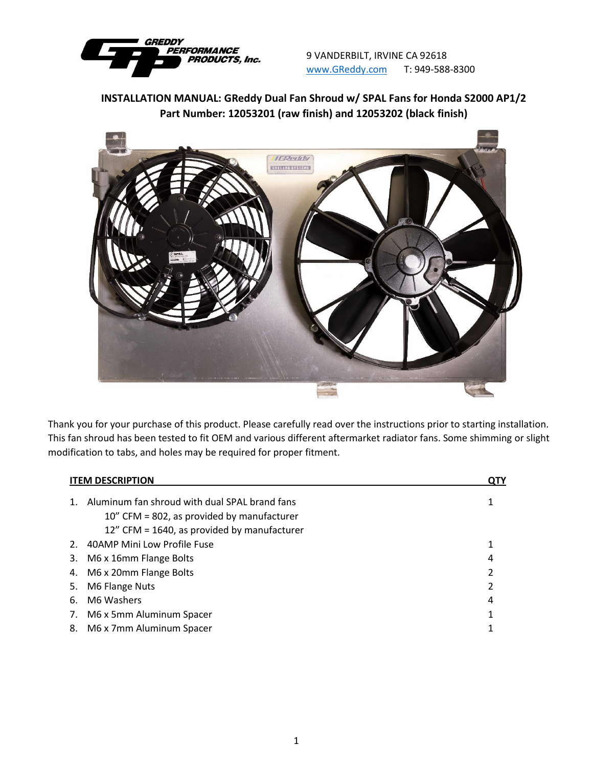9 VANDERBILT, IRVINE CA 92618
www.GReddy.com T: 949-588-8300

## INSTALLATION MANUAL: GReddy Dual Fan Shroud w/ SPAL Fans for Honda S2000 AP1/2
## Part Number: 12053201 (raw finish) and 12053202 (black finish)

Thank you for your purchase of this product. Please carefully read over the instructions prior to starting installation. This fan shroud has been tested to fit OEM and various different aftermarket radiator fans. Some shimming or slight modification to tabs, and holes may be required for proper fitment.

| ITEM DESCRIPTION | QTY |
|---|---|
| 1. Aluminum fan shroud with dual SPAL brand fans<br>10" CFM = 802, as provided by manufacturer<br>12" CFM = 1640, as provided by manufacturer | 1 |
| 2. 40AMP Mini Low Profile Fuse | 1 |
| 3. M6 x 16mm Flange Bolts | 4 |
| 4. M6 x 20mm Flange Bolts | 2 |
| 5. M6 Flange Nuts | 2 |
| 6. M6 Washers | 4 |
| 7. M6 x 5mm Aluminum Spacer | 1 |
| 8. M6 x 7mm Aluminum Spacer | 1 |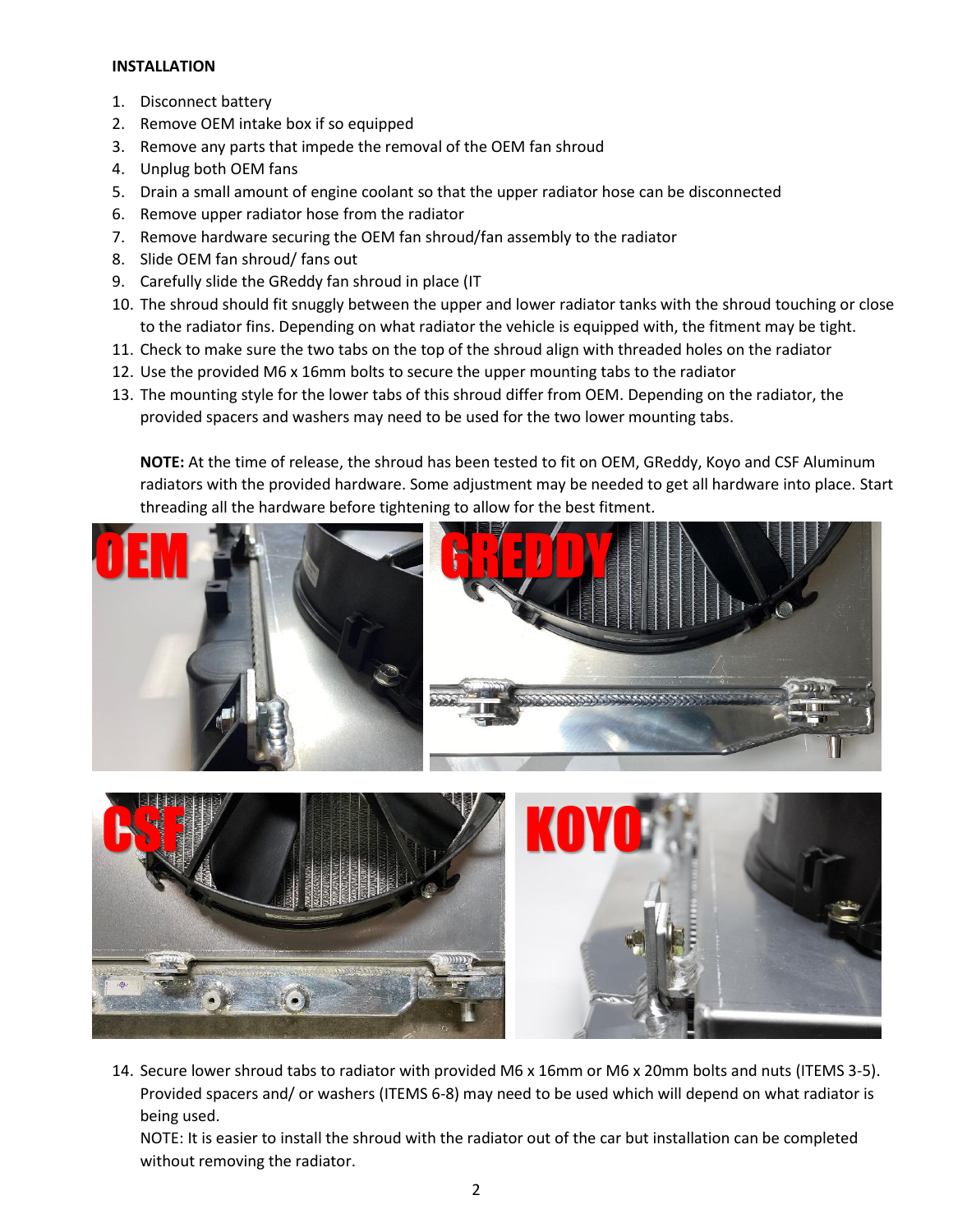**INSTALLATION**

1. Disconnect battery
2. Remove OEM intake box if so equipped
3. Remove any parts that impede the removal of the OEM fan shroud
4. Unplug both OEM fans
5. Drain a small amount of engine coolant so that the upper radiator hose can be disconnected
6. Remove upper radiator hose from the radiator
7. Remove hardware securing the OEM fan shroud/fan assembly to the radiator
8. Slide OEM fan shroud/ fans out
9. Carefully slide the GReddy fan shroud in place (IT
10. The shroud should fit snuggly between the upper and lower radiator tanks with the shroud touching or close to the radiator fins. Depending on what radiator the vehicle is equipped with, the fitment may be tight.
11. Check to make sure the two tabs on the top of the shroud align with threaded holes on the radiator
12. Use the provided M6 x 16mm bolts to secure the upper mounting tabs to the radiator
13. The mounting style for the lower tabs of this shroud differ from OEM. Depending on the radiator, the provided spacers and washers may need to be used for the two lower mounting tabs.

    **NOTE:** At the time of release, the shroud has been tested to fit on OEM, GReddy, Koyo and CSF Aluminum radiators with the provided hardware. Some adjustment may be needed to get all hardware into place. Start threading all the hardware before tightening to allow for the best fitment.

14. Secure lower shroud tabs to radiator with provided M6 x 16mm or M6 x 20mm bolts and nuts (ITEMS 3-5). Provided spacers and/ or washers (ITEMS 6-8) may need to be used which will depend on what radiator is being used.
    NOTE: It is easier to install the shroud with the radiator out of the car but installation can be completed without removing the radiator.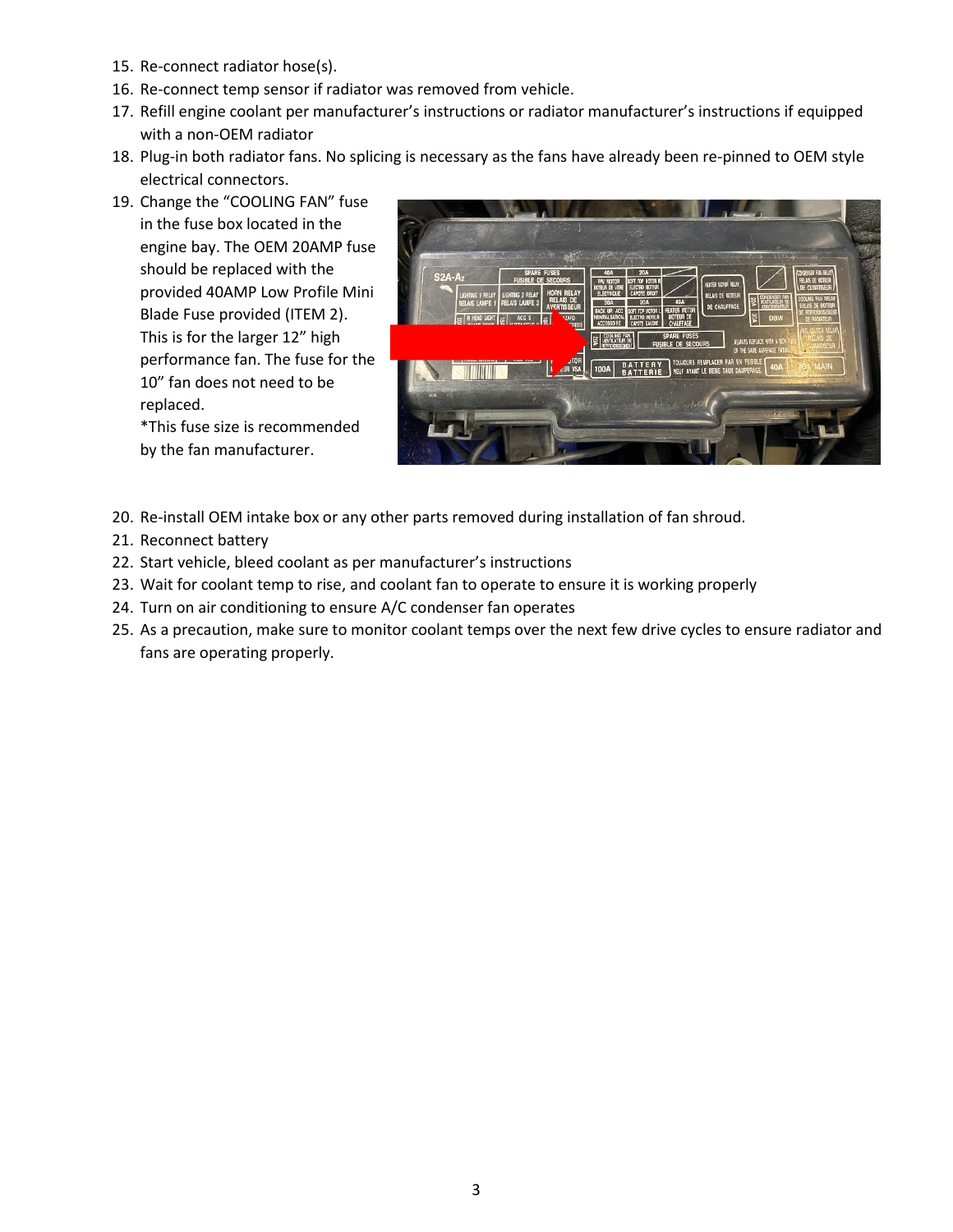15. Re-connect radiator hose(s).
16. Re-connect temp sensor if radiator was removed from vehicle.
17. Refill engine coolant per manufacturer's instructions or radiator manufacturer's instructions if equipped with a non-OEM radiator
18. Plug-in both radiator fans. No splicing is necessary as the fans have already been re-pinned to OEM style electrical connectors.
19. Change the "COOLING FAN" fuse in the fuse box located in the engine bay. The OEM 20AMP fuse should be replaced with the provided 40AMP Low Profile Mini Blade Fuse provided (ITEM 2). This is for the larger 12" high performance fan. The fuse for the 10" fan does not need to be replaced.
    *This fuse size is recommended by the fan manufacturer.
20. Re-install OEM intake box or any other parts removed during installation of fan shroud.
21. Reconnect battery
22. Start vehicle, bleed coolant as per manufacturer's instructions
23. Wait for coolant temp to rise, and coolant fan to operate to ensure it is working properly
24. Turn on air conditioning to ensure A/C condenser fan operates
25. As a precaution, make sure to monitor coolant temps over the next few drive cycles to ensure radiator and fans are operating properly.